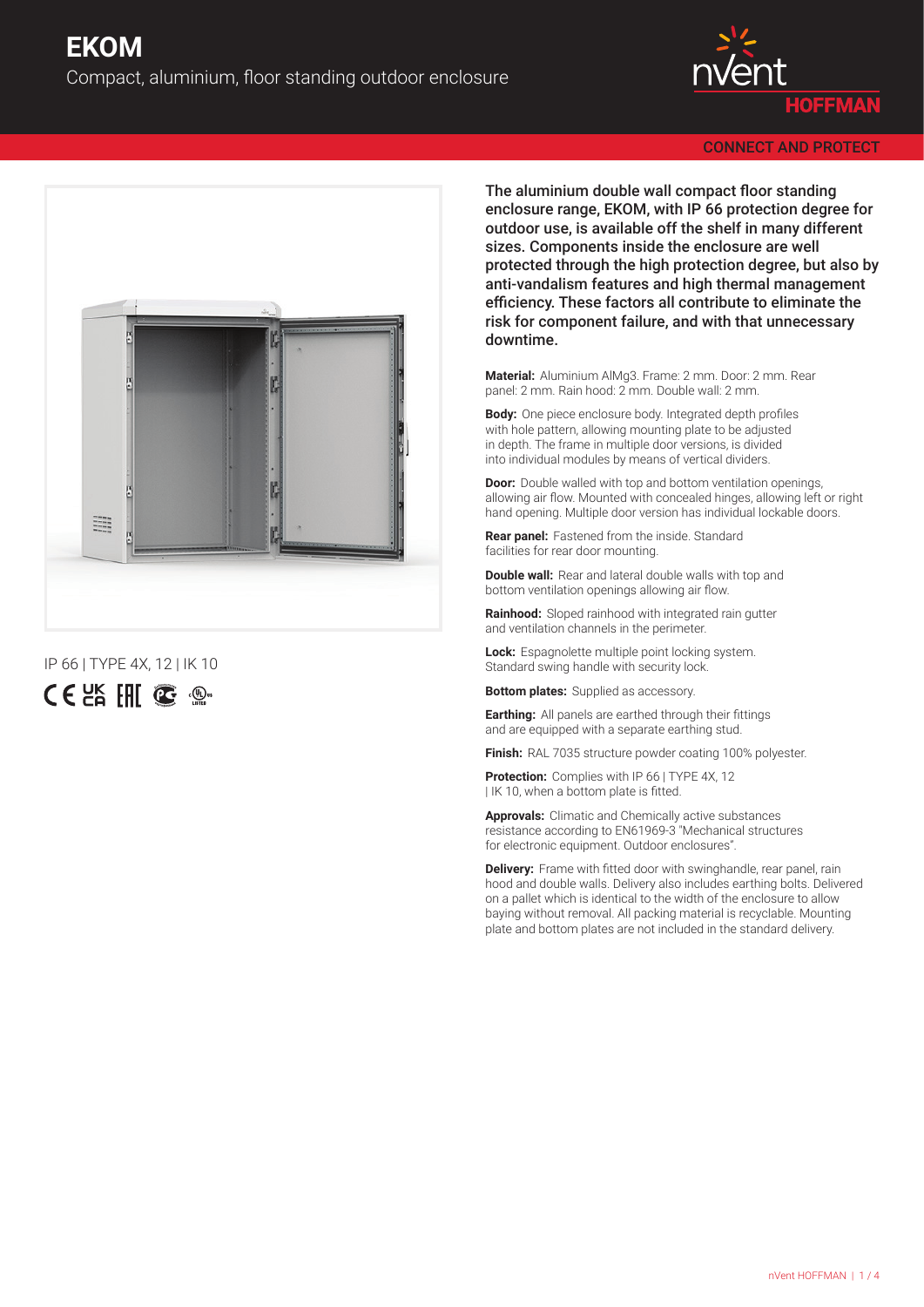# EKOM

Compact, aluminium, floor standing outdoor enclosure

CONNECT AND PROTECT

IP 66 | TYPE 4X, 12 | IK 10

**The aluminium double wall compact floor standing enclosure range, EKOM, with IP 66 protection degree for outdoor use, is available off the shelf in many different sizes. Components inside the enclosure are well protected through the high protection degree, but also by anti-vandalism features and high thermal management efficiency. These factors all contribute to eliminate the risk for component failure, and with that unnecessary downtime.**

**Material:** Aluminium AlMg3. Frame: 2 mm. Door: 2 mm. Rear panel: 2 mm. Rain hood: 2 mm. Double wall: 2 mm.

**Body:** One piece enclosure body. Integrated depth profiles with hole pattern, allowing mounting plate to be adjusted in depth. The frame in multiple door versions, is divided into individual modules by means of vertical dividers.

**Door:** Double walled with top and bottom ventilation openings, allowing air flow. Mounted with concealed hinges, allowing left or right hand opening. Multiple door version has individual lockable doors.

**Rear panel:** Fastened from the inside. Standard facilities for rear door mounting.

**Double wall:** Rear and lateral double walls with top and bottom ventilation openings allowing air flow.

**Rainhood:** Sloped rainhood with integrated rain gutter and ventilation channels in the perimeter.

**Lock:** Espagnolette multiple point locking system. Standard swing handle with security lock.

**Bottom plates:** Supplied as accessory.

**Earthing:** All panels are earthed through their fittings and are equipped with a separate earthing stud.

**Finish:** RAL 7035 structure powder coating 100% polyester.

**Protection:** Complies with IP 66 | TYPE 4X, 12 | IK 10, when a bottom plate is fitted.

**Approvals:** Climatic and Chemically active substances resistance according to EN61969-3 "Mechanical structures for electronic equipment. Outdoor enclosures".

**Delivery:** Frame with fitted door with swinghandle, rear panel, rain hood and double walls. Delivery also includes earthing bolts. Delivered on a pallet which is identical to the width of the enclosure to allow baying without removal. All packing material is recyclable. Mounting plate and bottom plates are not included in the standard delivery.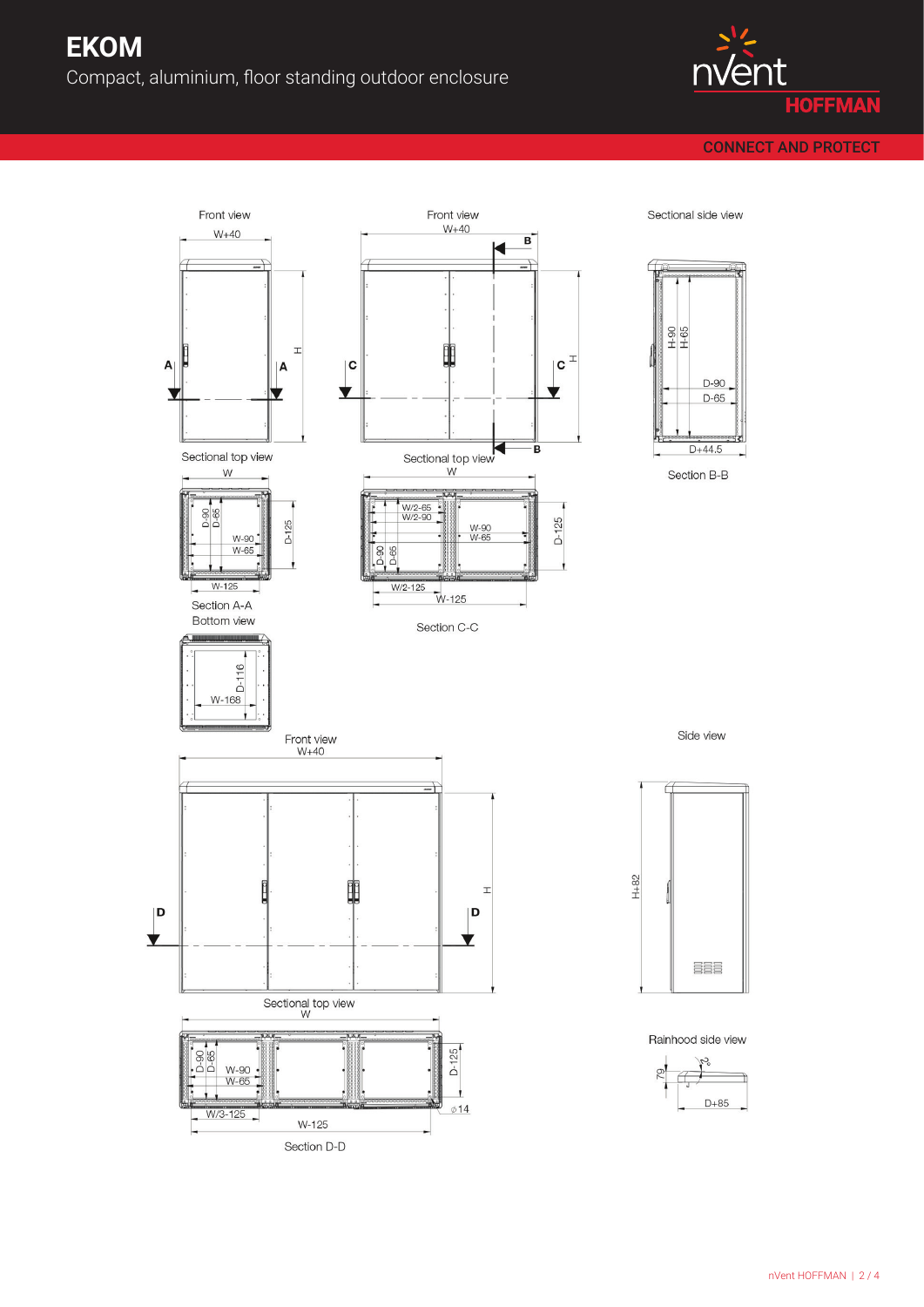# EKOM

Compact, aluminium, floor standing outdoor enclosure

CONNECT AND PROTECT

Front view

W+40

H

A A

Sectional top view

W

D-90 D-65 W-90 W-65 D-125

W-125

Section A-A

Bottom view

D-116 W-168

Front view

W+40

B

C C

H

B

Sectional top view

W

W/2-65 W/2-90 W-90 W-65 D-90 D-65 D-125

W/2-125

W-125

Section C-C

Sectional side view

H-90 H-65 D-90 D-65

D+44.5

Section B-B

Front view

W+40

D D

H

Sectional top view

W

D-90 D-65 W-90 W-65 D-125

W/3-125 ⌀14

W-125

Section D-D

Side view

H+82

Rainhood side view

79

D+85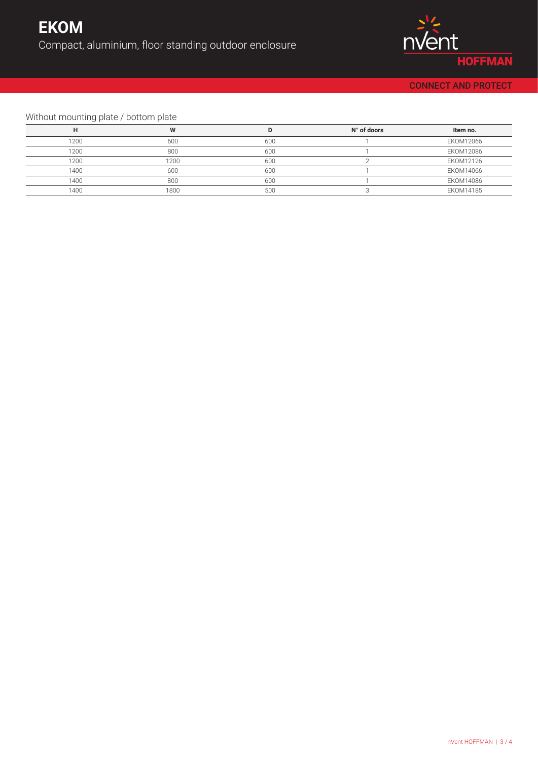# EKOM

Compact, aluminium, floor standing outdoor enclosure

CONNECT AND PROTECT

## Without mounting plate / bottom plate

| H | W | D | N° of doors | Item no. |
|---|---|---|---|---|
| 1200 | 600 | 600 | 1 | EKOM12066 |
| 1200 | 800 | 600 | 1 | EKOM12086 |
| 1200 | 1200 | 600 | 2 | EKOM12126 |
| 1400 | 600 | 600 | 1 | EKOM14066 |
| 1400 | 800 | 600 | 1 | EKOM14086 |
| 1400 | 1800 | 500 | 3 | EKOM14185 |